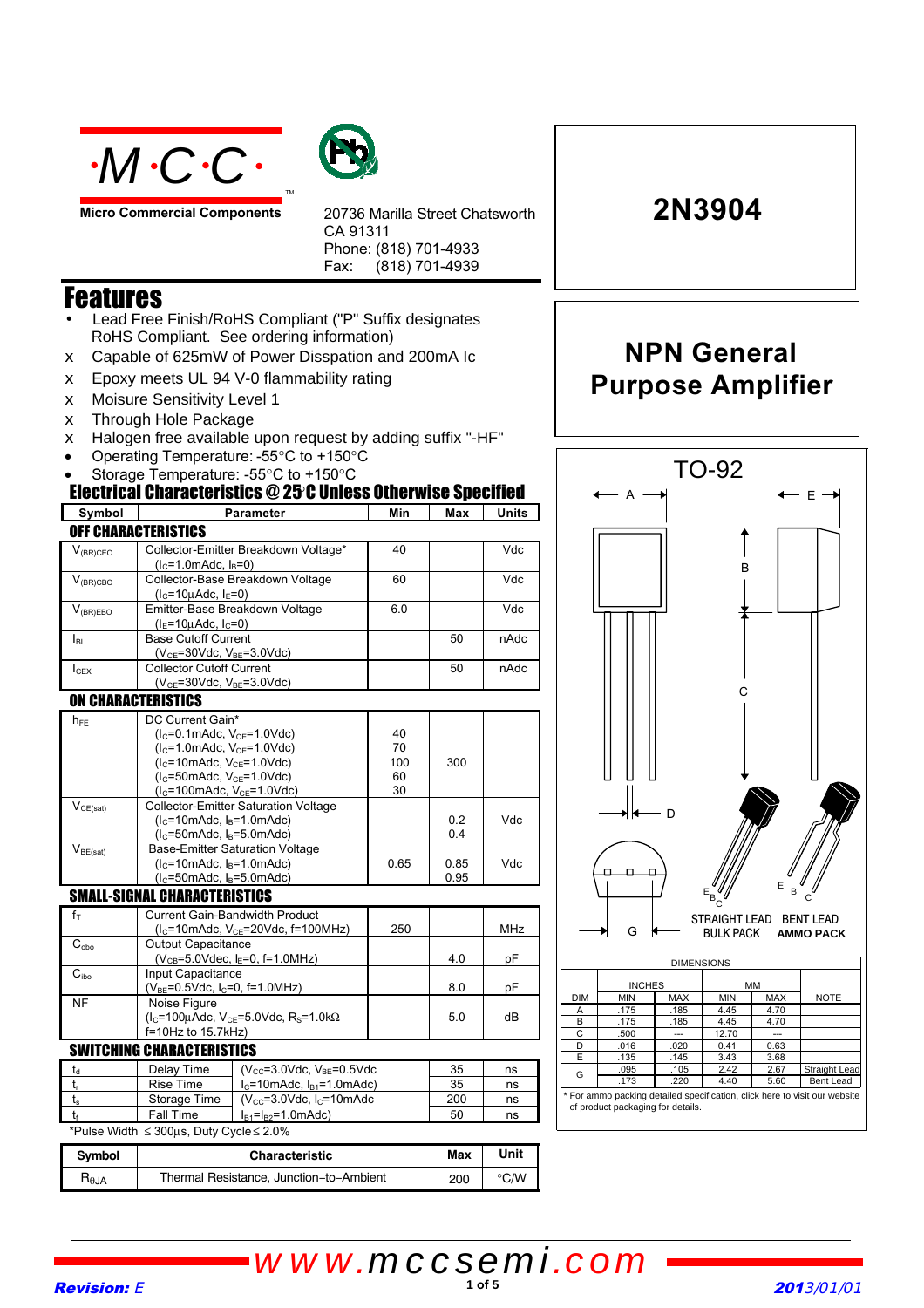# M·C·C

Micro Commercial Components

20736 Marilla Street Chatsworth
CA 91311
Phone: (818) 701-4933
Fax: (818) 701-4939

# 2N3904

## NPN General Purpose Amplifier

## Features

- Lead Free Finish/RoHS Compliant ("P" Suffix designates RoHS Compliant. See ordering information)
- Capable of 625mW of Power Disspation and 200mA Ic
- Epoxy meets UL 94 V-0 flammability rating
- Moisure Sensitivity Level 1
- Through Hole Package
- Halogen free available upon request by adding suffix "-HF"
- Operating Temperature: -55°C to +150°C
- Storage Temperature: -55°C to +150°C

## Electrical Characteristics @ 25°C Unless Otherwise Specified

| Symbol | Parameter | Min | Max | Units |
|---|---|---|---|---|
| **OFF CHARACTERISTICS** | | | | |
| $V_{(BR)CEO}$ | Collector-Emitter Breakdown Voltage* ($I_C$=1.0mAdc, $I_B$=0) | 40 | | Vdc |
| $V_{(BR)CBO}$ | Collector-Base Breakdown Voltage ($I_C$=10μAdc, $I_E$=0) | 60 | | Vdc |
| $V_{(BR)EBO}$ | Emitter-Base Breakdown Voltage ($I_E$=10μAdc, $I_C$=0) | 6.0 | | Vdc |
| $I_{BL}$ | Base Cutoff Current ($V_{CE}$=30Vdc, $V_{BE}$=3.0Vdc) | | 50 | nAdc |
| $I_{CEX}$ | Collector Cutoff Current ($V_{CE}$=30Vdc, $V_{BE}$=3.0Vdc) | | 50 | nAdc |
| **ON CHARACTERISTICS** | | | | |
| $h_{FE}$ | DC Current Gain* | | | |
| | ($I_C$=0.1mAdc, $V_{CE}$=1.0Vdc) | 40 | | |
| | ($I_C$=1.0mAdc, $V_{CE}$=1.0Vdc) | 70 | | |
| | ($I_C$=10mAdc, $V_{CE}$=1.0Vdc) | 100 | 300 | |
| | ($I_C$=50mAdc, $V_{CE}$=1.0Vdc) | 60 | | |
| | ($I_C$=100mAdc, $V_{CE}$=1.0Vdc) | 30 | | |
| $V_{CE(sat)}$ | Collector-Emitter Saturation Voltage | | | Vdc |
| | ($I_C$=10mAdc, $I_B$=1.0mAdc) | | 0.2 | |
| | ($I_C$=50mAdc, $I_B$=5.0mAdc) | | 0.4 | |
| $V_{BE(sat)}$ | Base-Emitter Saturation Voltage | | | Vdc |
| | ($I_C$=10mAdc, $I_B$=1.0mAdc) | 0.65 | 0.85 | |
| | ($I_C$=50mAdc, $I_B$=5.0mAdc) | | 0.95 | |
| **SMALL-SIGNAL CHARACTERISTICS** | | | | |
| $f_T$ | Current Gain-Bandwidth Product ($I_C$=10mAdc, $V_{CE}$=20Vdc, f=100MHz) | 250 | | MHz |
| $C_{obo}$ | Output Capacitance ($V_{CB}$=5.0Vdc, $I_E$=0, f=1.0MHz) | | 4.0 | pF |
| $C_{ibo}$ | Input Capacitance ($V_{BE}$=0.5Vdc, $I_C$=0, f=1.0MHz) | | 8.0 | pF |
| NF | Noise Figure ($I_C$=100μAdc, $V_{CE}$=5.0Vdc, $R_S$=1.0kΩ f=10Hz to 15.7kHz) | | 5.0 | dB |

**SWITCHING CHARACTERISTICS**

| Symbol | Parameter | Conditions | Max | Units |
|---|---|---|---|---|
| $t_d$ | Delay Time | ($V_{CC}$=3.0Vdc, $V_{BE}$=0.5Vdc | 35 | ns |
| $t_r$ | Rise Time | $I_C$=10mAdc, $I_{B1}$=1.0mAdc) | 35 | ns |
| $t_s$ | Storage Time | ($V_{CC}$=3.0Vdc, $I_C$=10mAdc | 200 | ns |
| $t_f$ | Fall Time | $I_{B1}$=$I_{B2}$=1.0mAdc) | 50 | ns |

*Pulse Width ≤ 300μs, Duty Cycle ≤ 2.0%

| Symbol | Characteristic | Max | Unit |
|---|---|---|---|
| $R_{\theta JA}$ | Thermal Resistance, Junction–to–Ambient | 200 | °C/W |

## TO-92

STRAIGHT LEAD BULK PACK — BENT LEAD AMMO PACK

| DIM | INCHES MIN | INCHES MAX | MM MIN | MM MAX | NOTE |
|---|---|---|---|---|---|
| A | .175 | .185 | 4.45 | 4.70 | |
| B | .175 | .185 | 4.45 | 4.70 | |
| C | .500 | --- | 12.70 | --- | |
| D | .016 | .020 | 0.41 | 0.63 | |
| E | .135 | .145 | 3.43 | 3.68 | |
| G | .095 | .105 | 2.42 | 2.67 | Straight Lead |
| G | .173 | .220 | 4.40 | 5.60 | Bent Lead |

* For ammo packing detailed specification, click here to visit our website of product packaging for details.

www.mccsemi.com

Revision: E — 2013/01/01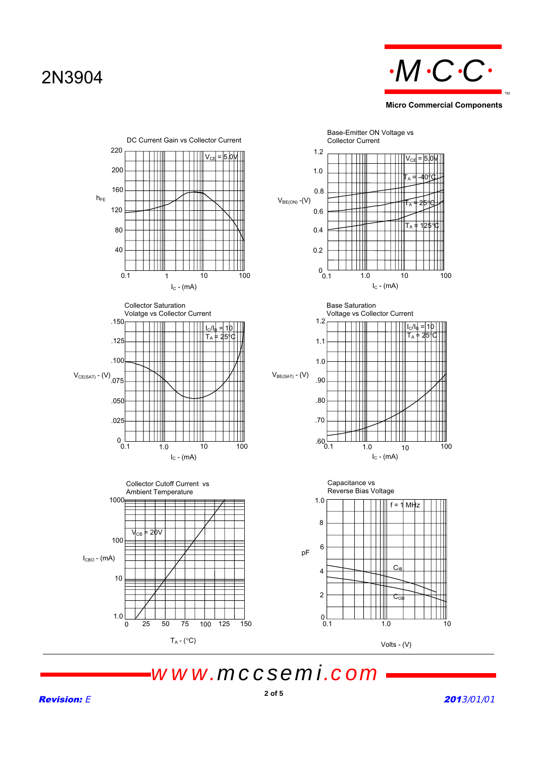# 2N3904

**DC Current Gain vs Collector Current**

$V_{CE}$ = 5.0V

$h_{FE}$ (40–220) vs $I_C$ - (mA) (0.1–100)

**Base-Emitter ON Voltage vs Collector Current**

$V_{CE}$ = 5.0V

$T_A$ = -40°C

$T_A$ = 25°C

$T_A$ = 125°C

$V_{BE(ON)}$ -(V) (0–1.2) vs $I_C$ - (mA) (0.1–100)

**Collector Saturation Volatge vs Collector Current**

$I_C/I_B$ = 10

$T_A$ = 25°C

$V_{CE(SAT)}$ - (V) (0–.150) vs $I_C$ - (mA) (0.1–100)

**Base Saturation Voltage vs Collector Current**

$I_C/I_B$ = 10

$T_A$ = 25°C

$V_{BE(SAT)}$ - (V) (.60–1.2) vs $I_C$ - (mA) (0.1–100)

**Collector Cutoff Current vs Ambient Temperature**

$V_{CB}$ = 20V

$I_{CBO}$ - (mA) (1.0–1000) vs $T_A$ - (°C) (0–150)

**Capacitance vs Reverse Bias Voltage**

f = 1 MHz

$C_{IB}$

$C_{OB}$

pF (0–1.0) vs Volts - (V) (0.1–10)

www.mccsemi.com

**Revision:** E

**2013**/01/01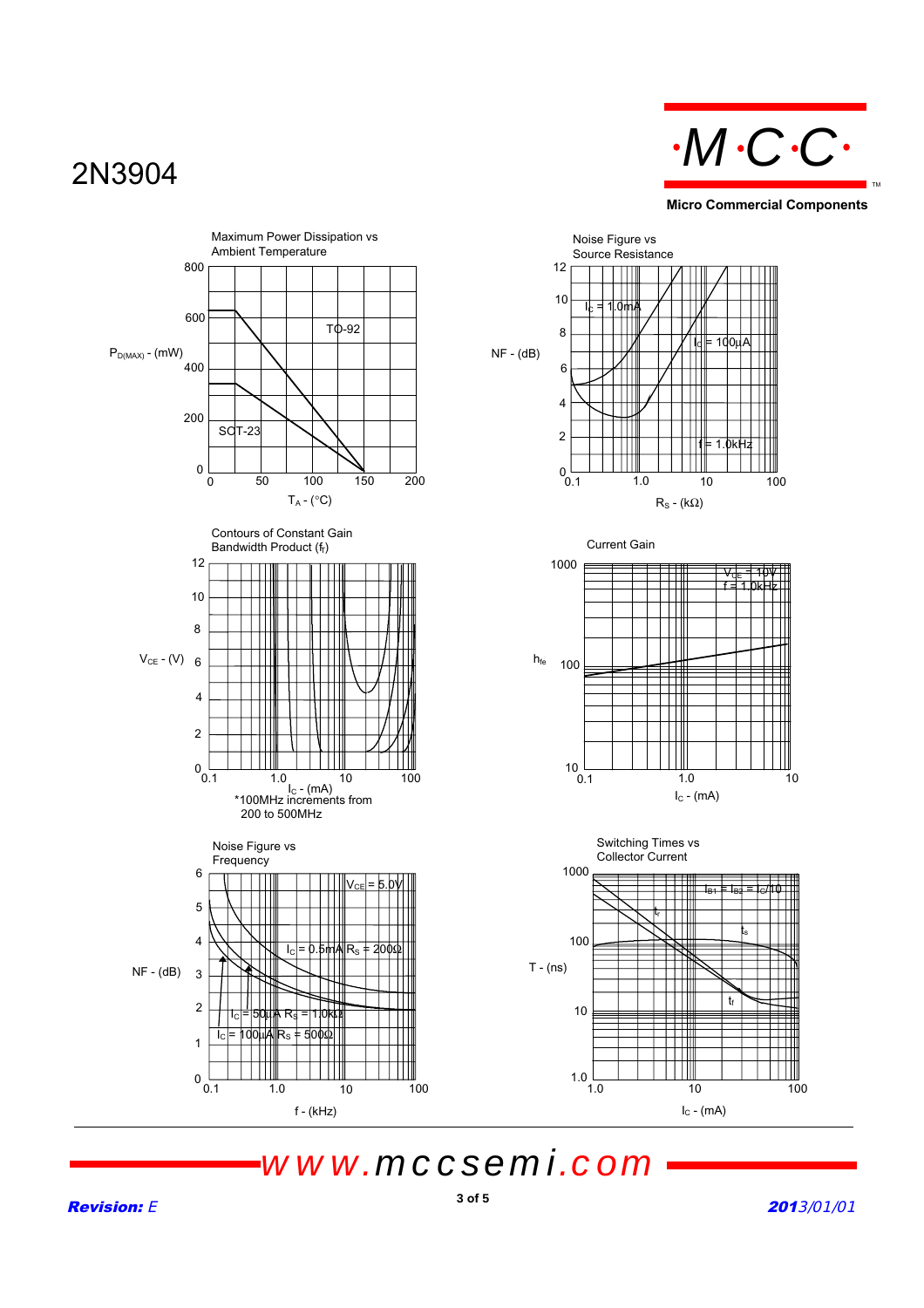# 2N3904

**Micro Commercial Components**

Maximum Power Dissipation vs Ambient Temperature

$P_{D(MAX)}$ - (mW)

800, 600, 400, 200, 0

TO-92

SOT-23

0, 50, 100, 150, 200

$T_A$ - (°C)

Noise Figure vs Source Resistance

NF - (dB)

12, 10, 8, 6, 4, 2, 0

$I_C$ = 1.0mA

$I_C$ = 100μA

f = 1.0kHz

0.1, 1.0, 10, 100

$R_S$ - (kΩ)

Contours of Constant Gain Bandwidth Product ($f_T$)

$V_{CE}$ - (V)

12, 10, 8, 6, 4, 2, 0

0.1, 1.0, 10, 100

$I_C$ - (mA)

*100MHz increments from 200 to 500MHz

Current Gain

$h_{fe}$

1000, 100, 10

$V_{CE}$ = 10V
f = 1.0kHz

0.1, 1.0, 10

$I_C$ - (mA)

Noise Figure vs Frequency

NF - (dB)

6, 5, 4, 3, 2, 1, 0

$V_{CE}$ = 5.0V

$I_C$ = 0.5mA $R_S$ = 200Ω

$I_C$ = 50μA $R_S$ = 1.0kΩ

$I_C$ = 100μA $R_S$ = 500Ω

0.1, 1.0, 10, 100

f - (kHz)

Switching Times vs Collector Current

T - (ns)

1000, 100, 10, 1.0

$I_{B1} = I_{B2} = I_C/10$

$t_r$

$t_s$

$t_f$

1.0, 10, 100

$I_C$ - (mA)

www.mccsemi.com

***Revision:*** *E*

***2013****/01/01*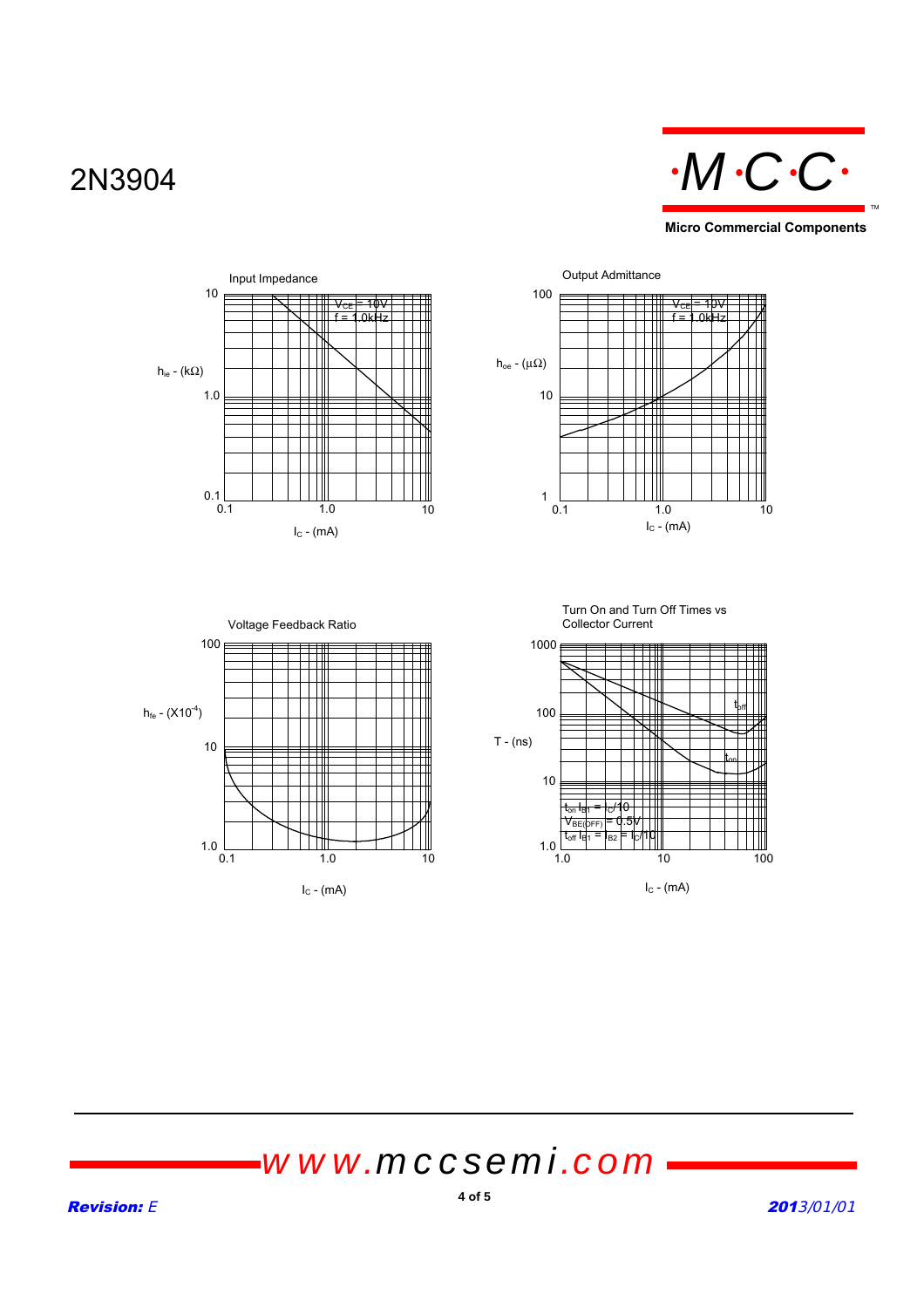# 2N3904

**Micro Commercial Components**

## Input Impedance

$V_{CE}$ = 10V
f = 1.0kHz

$h_{ie}$ - (kΩ)

10, 1.0, 0.1

0.1, 1.0, 10

$I_C$ - (mA)

## Output Admittance

$V_{CE}$ = 10V
f = 1.0kHz

$h_{oe}$ - (μΩ)

100, 10, 1

0.1, 1.0, 10

$I_C$ - (mA)

## Voltage Feedback Ratio

$h_{re}$ - (X$10^{-4}$)

100, 10, 1.0

0.1, 1.0, 10

$I_C$ - (mA)

## Turn On and Turn Off Times vs Collector Current

T - (ns)

1000, 100, 10, 1.0

$t_{off}$

$t_{on}$

$t_{on}$ $I_{B1}$ = $I_C$/10
$V_{BE(OFF)}$ = 0.5V
$t_{off}$ $I_{B1}$ = $I_{B2}$ = $I_C$/10

1.0, 10, 100

$I_C$ - (mA)

www.mccsemi.com

*Revision:* E

*2013/01/01*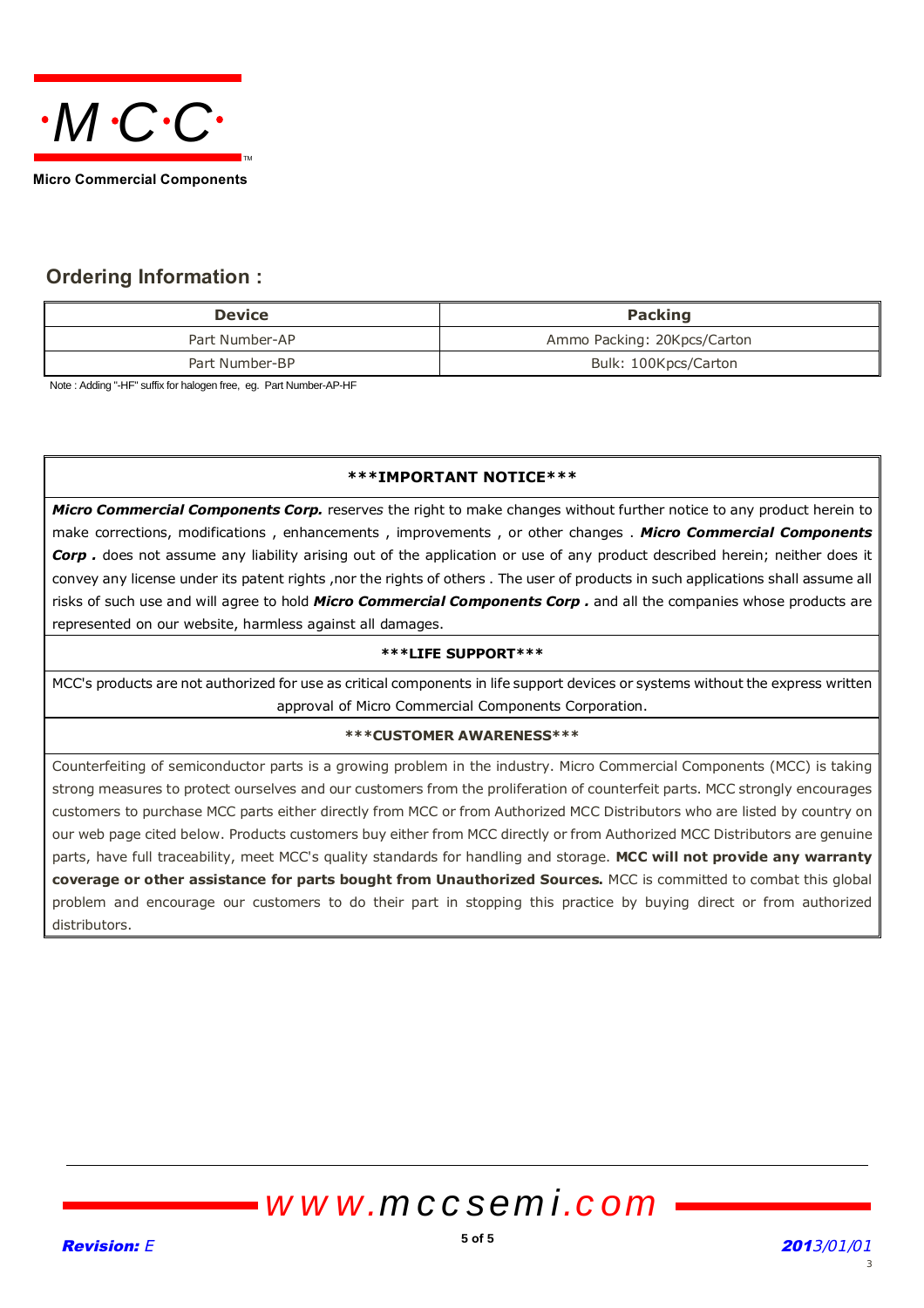## Ordering Information :

| Device | Packing |
|---|---|
| Part Number-AP | Ammo Packing: 20Kpcs/Carton |
| Part Number-BP | Bulk: 100Kpcs/Carton |

Note : Adding "-HF" suffix for halogen free, eg. Part Number-AP-HF

**\*\*\*IMPORTANT NOTICE\*\*\***

***Micro Commercial Components Corp.*** reserves the right to make changes without further notice to any product herein to make corrections, modifications , enhancements , improvements , or other changes . ***Micro Commercial Components Corp .*** does not assume any liability arising out of the application or use of any product described herein; neither does it convey any license under its patent rights ,nor the rights of others . The user of products in such applications shall assume all risks of such use and will agree to hold ***Micro Commercial Components Corp .*** and all the companies whose products are represented on our website, harmless against all damages.

**\*\*\*LIFE SUPPORT\*\*\***

MCC's products are not authorized for use as critical components in life support devices or systems without the express written approval of Micro Commercial Components Corporation.

**\*\*\*CUSTOMER AWARENESS\*\*\***

Counterfeiting of semiconductor parts is a growing problem in the industry. Micro Commercial Components (MCC) is taking strong measures to protect ourselves and our customers from the proliferation of counterfeit parts. MCC strongly encourages customers to purchase MCC parts either directly from MCC or from Authorized MCC Distributors who are listed by country on our web page cited below. Products customers buy either from MCC directly or from Authorized MCC Distributors are genuine parts, have full traceability, meet MCC's quality standards for handling and storage. **MCC will not provide any warranty coverage or other assistance for parts bought from Unauthorized Sources.** MCC is committed to combat this global problem and encourage our customers to do their part in stopping this practice by buying direct or from authorized distributors.